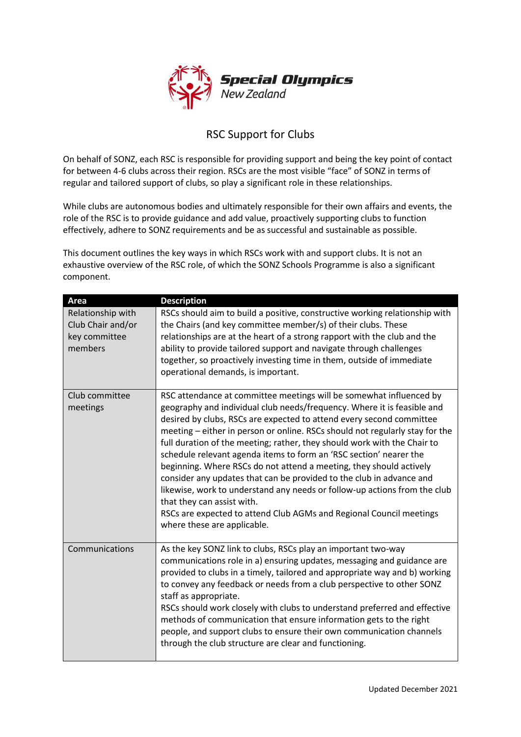Special Olympics New Zealand

# RSC Support for Clubs

On behalf of SONZ, each RSC is responsible for providing support and being the key point of contact for between 4-6 clubs across their region. RSCs are the most visible "face" of SONZ in terms of regular and tailored support of clubs, so play a significant role in these relationships.

While clubs are autonomous bodies and ultimately responsible for their own affairs and events, the role of the RSC is to provide guidance and add value, proactively supporting clubs to function effectively, adhere to SONZ requirements and be as successful and sustainable as possible.

This document outlines the key ways in which RSCs work with and support clubs. It is not an exhaustive overview of the RSC role, of which the SONZ Schools Programme is also a significant component.

| Area | Description |
|---|---|
| Relationship with Club Chair and/or key committee members | RSCs should aim to build a positive, constructive working relationship with the Chairs (and key committee member/s) of their clubs. These relationships are at the heart of a strong rapport with the club and the ability to provide tailored support and navigate through challenges together, so proactively investing time in them, outside of immediate operational demands, is important. |
| Club committee meetings | RSC attendance at committee meetings will be somewhat influenced by geography and individual club needs/frequency. Where it is feasible and desired by clubs, RSCs are expected to attend every second committee meeting – either in person or online. RSCs should not regularly stay for the full duration of the meeting; rather, they should work with the Chair to schedule relevant agenda items to form an 'RSC section' nearer the beginning. Where RSCs do not attend a meeting, they should actively consider any updates that can be provided to the club in advance and likewise, work to understand any needs or follow-up actions from the club that they can assist with.<br>RSCs are expected to attend Club AGMs and Regional Council meetings where these are applicable. |
| Communications | As the key SONZ link to clubs, RSCs play an important two-way communications role in a) ensuring updates, messaging and guidance are provided to clubs in a timely, tailored and appropriate way and b) working to convey any feedback or needs from a club perspective to other SONZ staff as appropriate.<br>RSCs should work closely with clubs to understand preferred and effective methods of communication that ensure information gets to the right people, and support clubs to ensure their own communication channels through the club structure are clear and functioning. |

Updated December 2021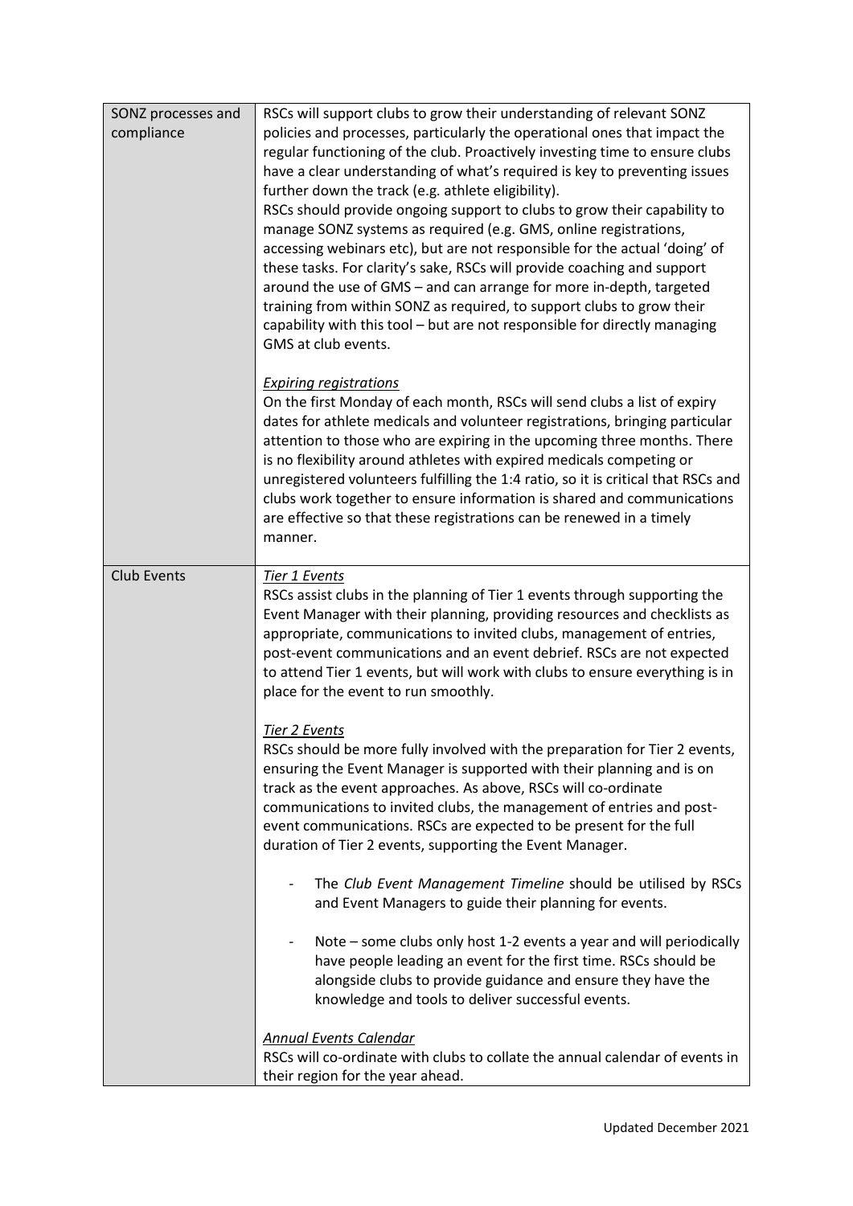| | |
|---|---|
| SONZ processes and compliance | RSCs will support clubs to grow their understanding of relevant SONZ policies and processes, particularly the operational ones that impact the regular functioning of the club. Proactively investing time to ensure clubs have a clear understanding of what's required is key to preventing issues further down the track (e.g. athlete eligibility).<br>RSCs should provide ongoing support to clubs to grow their capability to manage SONZ systems as required (e.g. GMS, online registrations, accessing webinars etc), but are not responsible for the actual 'doing' of these tasks. For clarity's sake, RSCs will provide coaching and support around the use of GMS – and can arrange for more in-depth, targeted training from within SONZ as required, to support clubs to grow their capability with this tool – but are not responsible for directly managing GMS at club events.<br><br>*Expiring registrations*<br>On the first Monday of each month, RSCs will send clubs a list of expiry dates for athlete medicals and volunteer registrations, bringing particular attention to those who are expiring in the upcoming three months. There is no flexibility around athletes with expired medicals competing or unregistered volunteers fulfilling the 1:4 ratio, so it is critical that RSCs and clubs work together to ensure information is shared and communications are effective so that these registrations can be renewed in a timely manner. |
| Club Events | *Tier 1 Events*<br>RSCs assist clubs in the planning of Tier 1 events through supporting the Event Manager with their planning, providing resources and checklists as appropriate, communications to invited clubs, management of entries, post-event communications and an event debrief. RSCs are not expected to attend Tier 1 events, but will work with clubs to ensure everything is in place for the event to run smoothly.<br><br>*Tier 2 Events*<br>RSCs should be more fully involved with the preparation for Tier 2 events, ensuring the Event Manager is supported with their planning and is on track as the event approaches. As above, RSCs will co-ordinate communications to invited clubs, the management of entries and post-event communications. RSCs are expected to be present for the full duration of Tier 2 events, supporting the Event Manager.<br><br>- The *Club Event Management Timeline* should be utilised by RSCs and Event Managers to guide their planning for events.<br><br>- Note – some clubs only host 1-2 events a year and will periodically have people leading an event for the first time. RSCs should be alongside clubs to provide guidance and ensure they have the knowledge and tools to deliver successful events.<br><br>*Annual Events Calendar*<br>RSCs will co-ordinate with clubs to collate the annual calendar of events in their region for the year ahead. |

Updated December 2021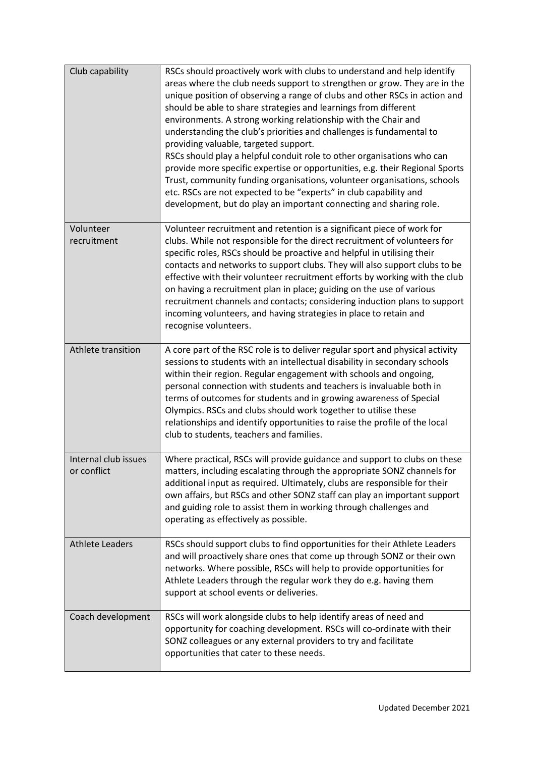| | |
|---|---|
| Club capability | RSCs should proactively work with clubs to understand and help identify areas where the club needs support to strengthen or grow. They are in the unique position of observing a range of clubs and other RSCs in action and should be able to share strategies and learnings from different environments. A strong working relationship with the Chair and understanding the club's priorities and challenges is fundamental to providing valuable, targeted support.<br>RSCs should play a helpful conduit role to other organisations who can provide more specific expertise or opportunities, e.g. their Regional Sports Trust, community funding organisations, volunteer organisations, schools etc. RSCs are not expected to be "experts" in club capability and development, but do play an important connecting and sharing role. |
| Volunteer recruitment | Volunteer recruitment and retention is a significant piece of work for clubs. While not responsible for the direct recruitment of volunteers for specific roles, RSCs should be proactive and helpful in utilising their contacts and networks to support clubs. They will also support clubs to be effective with their volunteer recruitment efforts by working with the club on having a recruitment plan in place; guiding on the use of various recruitment channels and contacts; considering induction plans to support incoming volunteers, and having strategies in place to retain and recognise volunteers. |
| Athlete transition | A core part of the RSC role is to deliver regular sport and physical activity sessions to students with an intellectual disability in secondary schools within their region. Regular engagement with schools and ongoing, personal connection with students and teachers is invaluable both in terms of outcomes for students and in growing awareness of Special Olympics. RSCs and clubs should work together to utilise these relationships and identify opportunities to raise the profile of the local club to students, teachers and families. |
| Internal club issues or conflict | Where practical, RSCs will provide guidance and support to clubs on these matters, including escalating through the appropriate SONZ channels for additional input as required. Ultimately, clubs are responsible for their own affairs, but RSCs and other SONZ staff can play an important support and guiding role to assist them in working through challenges and operating as effectively as possible. |
| Athlete Leaders | RSCs should support clubs to find opportunities for their Athlete Leaders and will proactively share ones that come up through SONZ or their own networks. Where possible, RSCs will help to provide opportunities for Athlete Leaders through the regular work they do e.g. having them support at school events or deliveries. |
| Coach development | RSCs will work alongside clubs to help identify areas of need and opportunity for coaching development. RSCs will co-ordinate with their SONZ colleagues or any external providers to try and facilitate opportunities that cater to these needs. |

Updated December 2021